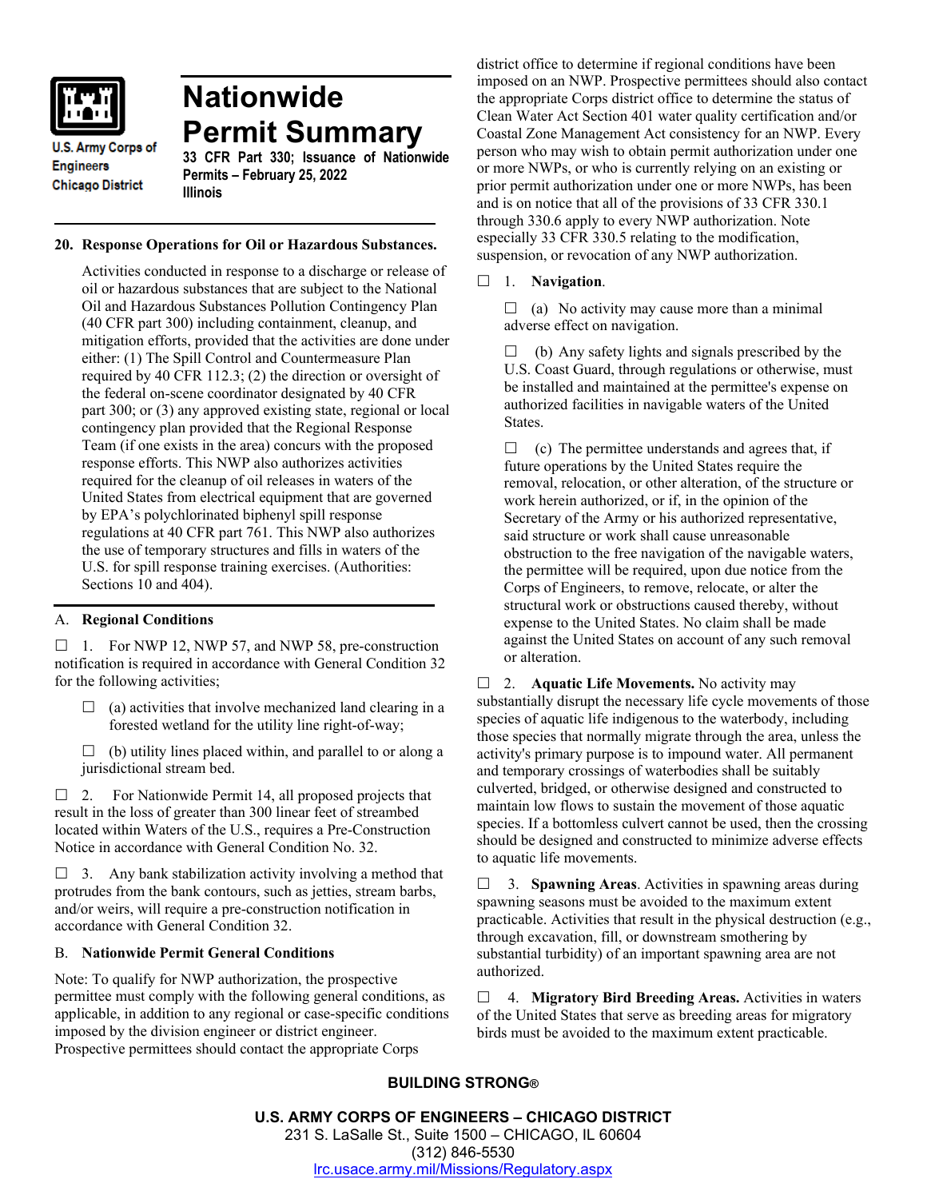U.S. Army Corps of Engineers
Chicago District

# Nationwide Permit Summary

**33 CFR Part 330; Issuance of Nationwide Permits – February 25, 2022**
**Illinois**

## 20. Response Operations for Oil or Hazardous Substances.

Activities conducted in response to a discharge or release of oil or hazardous substances that are subject to the National Oil and Hazardous Substances Pollution Contingency Plan (40 CFR part 300) including containment, cleanup, and mitigation efforts, provided that the activities are done under either: (1) The Spill Control and Countermeasure Plan required by 40 CFR 112.3; (2) the direction or oversight of the federal on-scene coordinator designated by 40 CFR part 300; or (3) any approved existing state, regional or local contingency plan provided that the Regional Response Team (if one exists in the area) concurs with the proposed response efforts. This NWP also authorizes activities required for the cleanup of oil releases in waters of the United States from electrical equipment that are governed by EPA's polychlorinated biphenyl spill response regulations at 40 CFR part 761. This NWP also authorizes the use of temporary structures and fills in waters of the U.S. for spill response training exercises. (Authorities: Sections 10 and 404).

### A. Regional Conditions

☐ 1. For NWP 12, NWP 57, and NWP 58, pre-construction notification is required in accordance with General Condition 32 for the following activities;

☐ (a) activities that involve mechanized land clearing in a forested wetland for the utility line right-of-way;

☐ (b) utility lines placed within, and parallel to or along a jurisdictional stream bed.

☐ 2. For Nationwide Permit 14, all proposed projects that result in the loss of greater than 300 linear feet of streambed located within Waters of the U.S., requires a Pre-Construction Notice in accordance with General Condition No. 32.

☐ 3. Any bank stabilization activity involving a method that protrudes from the bank contours, such as jetties, stream barbs, and/or weirs, will require a pre-construction notification in accordance with General Condition 32.

### B. Nationwide Permit General Conditions

Note: To qualify for NWP authorization, the prospective permittee must comply with the following general conditions, as applicable, in addition to any regional or case-specific conditions imposed by the division engineer or district engineer. Prospective permittees should contact the appropriate Corps district office to determine if regional conditions have been imposed on an NWP. Prospective permittees should also contact the appropriate Corps district office to determine the status of Clean Water Act Section 401 water quality certification and/or Coastal Zone Management Act consistency for an NWP. Every person who may wish to obtain permit authorization under one or more NWPs, or who is currently relying on an existing or prior permit authorization under one or more NWPs, has been and is on notice that all of the provisions of 33 CFR 330.1 through 330.6 apply to every NWP authorization. Note especially 33 CFR 330.5 relating to the modification, suspension, or revocation of any NWP authorization.

☐ 1. **Navigation**.

☐ (a) No activity may cause more than a minimal adverse effect on navigation.

☐ (b) Any safety lights and signals prescribed by the U.S. Coast Guard, through regulations or otherwise, must be installed and maintained at the permittee's expense on authorized facilities in navigable waters of the United States.

☐ (c) The permittee understands and agrees that, if future operations by the United States require the removal, relocation, or other alteration, of the structure or work herein authorized, or if, in the opinion of the Secretary of the Army or his authorized representative, said structure or work shall cause unreasonable obstruction to the free navigation of the navigable waters, the permittee will be required, upon due notice from the Corps of Engineers, to remove, relocate, or alter the structural work or obstructions caused thereby, without expense to the United States. No claim shall be made against the United States on account of any such removal or alteration.

☐ 2. **Aquatic Life Movements.** No activity may substantially disrupt the necessary life cycle movements of those species of aquatic life indigenous to the waterbody, including those species that normally migrate through the area, unless the activity's primary purpose is to impound water. All permanent and temporary crossings of waterbodies shall be suitably culverted, bridged, or otherwise designed and constructed to maintain low flows to sustain the movement of those aquatic species. If a bottomless culvert cannot be used, then the crossing should be designed and constructed to minimize adverse effects to aquatic life movements.

☐ 3. **Spawning Areas**. Activities in spawning areas during spawning seasons must be avoided to the maximum extent practicable. Activities that result in the physical destruction (e.g., through excavation, fill, or downstream smothering by substantial turbidity) of an important spawning area are not authorized.

☐ 4. **Migratory Bird Breeding Areas.** Activities in waters of the United States that serve as breeding areas for migratory birds must be avoided to the maximum extent practicable.

**BUILDING STRONG®**

**U.S. ARMY CORPS OF ENGINEERS – CHICAGO DISTRICT**
231 S. LaSalle St., Suite 1500 – CHICAGO, IL 60604
(312) 846-5530
lrc.usace.army.mil/Missions/Regulatory.aspx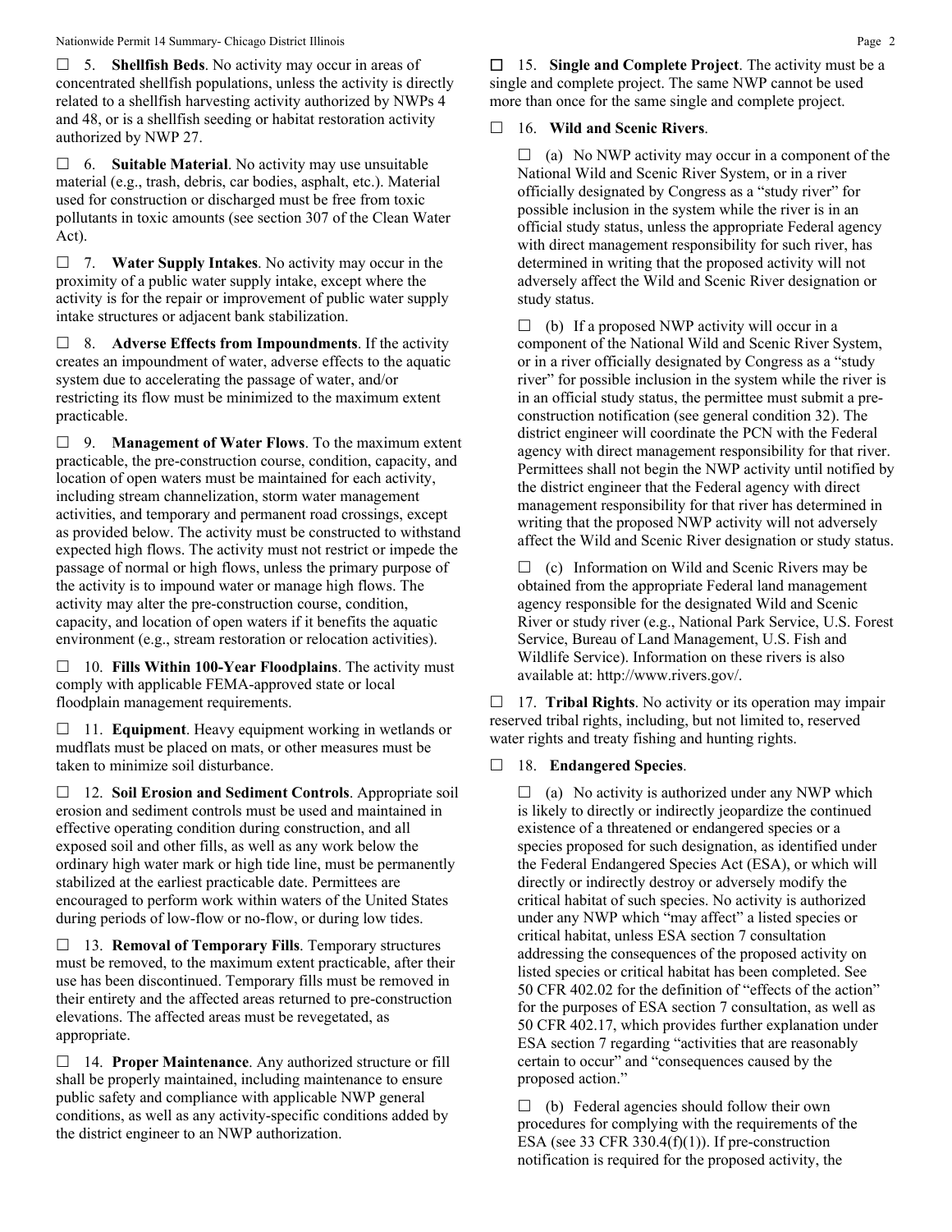☐ 5. **Shellfish Beds**. No activity may occur in areas of concentrated shellfish populations, unless the activity is directly related to a shellfish harvesting activity authorized by NWPs 4 and 48, or is a shellfish seeding or habitat restoration activity authorized by NWP 27.

☐ 6. **Suitable Material**. No activity may use unsuitable material (e.g., trash, debris, car bodies, asphalt, etc.). Material used for construction or discharged must be free from toxic pollutants in toxic amounts (see section 307 of the Clean Water Act).

☐ 7. **Water Supply Intakes**. No activity may occur in the proximity of a public water supply intake, except where the activity is for the repair or improvement of public water supply intake structures or adjacent bank stabilization.

☐ 8. **Adverse Effects from Impoundments**. If the activity creates an impoundment of water, adverse effects to the aquatic system due to accelerating the passage of water, and/or restricting its flow must be minimized to the maximum extent practicable.

☐ 9. **Management of Water Flows**. To the maximum extent practicable, the pre-construction course, condition, capacity, and location of open waters must be maintained for each activity, including stream channelization, storm water management activities, and temporary and permanent road crossings, except as provided below. The activity must be constructed to withstand expected high flows. The activity must not restrict or impede the passage of normal or high flows, unless the primary purpose of the activity is to impound water or manage high flows. The activity may alter the pre-construction course, condition, capacity, and location of open waters if it benefits the aquatic environment (e.g., stream restoration or relocation activities).

☐ 10. **Fills Within 100-Year Floodplains**. The activity must comply with applicable FEMA-approved state or local floodplain management requirements.

☐ 11. **Equipment**. Heavy equipment working in wetlands or mudflats must be placed on mats, or other measures must be taken to minimize soil disturbance.

☐ 12. **Soil Erosion and Sediment Controls**. Appropriate soil erosion and sediment controls must be used and maintained in effective operating condition during construction, and all exposed soil and other fills, as well as any work below the ordinary high water mark or high tide line, must be permanently stabilized at the earliest practicable date. Permittees are encouraged to perform work within waters of the United States during periods of low-flow or no-flow, or during low tides.

☐ 13. **Removal of Temporary Fills**. Temporary structures must be removed, to the maximum extent practicable, after their use has been discontinued. Temporary fills must be removed in their entirety and the affected areas returned to pre-construction elevations. The affected areas must be revegetated, as appropriate.

☐ 14. **Proper Maintenance**. Any authorized structure or fill shall be properly maintained, including maintenance to ensure public safety and compliance with applicable NWP general conditions, as well as any activity-specific conditions added by the district engineer to an NWP authorization.

☐ 15. **Single and Complete Project**. The activity must be a single and complete project. The same NWP cannot be used more than once for the same single and complete project.

☐ 16. **Wild and Scenic Rivers**.

☐ (a) No NWP activity may occur in a component of the National Wild and Scenic River System, or in a river officially designated by Congress as a "study river" for possible inclusion in the system while the river is in an official study status, unless the appropriate Federal agency with direct management responsibility for such river, has determined in writing that the proposed activity will not adversely affect the Wild and Scenic River designation or study status.

☐ (b) If a proposed NWP activity will occur in a component of the National Wild and Scenic River System, or in a river officially designated by Congress as a "study river" for possible inclusion in the system while the river is in an official study status, the permittee must submit a pre-construction notification (see general condition 32). The district engineer will coordinate the PCN with the Federal agency with direct management responsibility for that river. Permittees shall not begin the NWP activity until notified by the district engineer that the Federal agency with direct management responsibility for that river has determined in writing that the proposed NWP activity will not adversely affect the Wild and Scenic River designation or study status.

☐ (c) Information on Wild and Scenic Rivers may be obtained from the appropriate Federal land management agency responsible for the designated Wild and Scenic River or study river (e.g., National Park Service, U.S. Forest Service, Bureau of Land Management, U.S. Fish and Wildlife Service). Information on these rivers is also available at: http://www.rivers.gov/.

☐ 17. **Tribal Rights**. No activity or its operation may impair reserved tribal rights, including, but not limited to, reserved water rights and treaty fishing and hunting rights.

☐ 18. **Endangered Species**.

☐ (a) No activity is authorized under any NWP which is likely to directly or indirectly jeopardize the continued existence of a threatened or endangered species or a species proposed for such designation, as identified under the Federal Endangered Species Act (ESA), or which will directly or indirectly destroy or adversely modify the critical habitat of such species. No activity is authorized under any NWP which "may affect" a listed species or critical habitat, unless ESA section 7 consultation addressing the consequences of the proposed activity on listed species or critical habitat has been completed. See 50 CFR 402.02 for the definition of "effects of the action" for the purposes of ESA section 7 consultation, as well as 50 CFR 402.17, which provides further explanation under ESA section 7 regarding "activities that are reasonably certain to occur" and "consequences caused by the proposed action."

☐ (b) Federal agencies should follow their own procedures for complying with the requirements of the ESA (see 33 CFR 330.4(f)(1)). If pre-construction notification is required for the proposed activity, the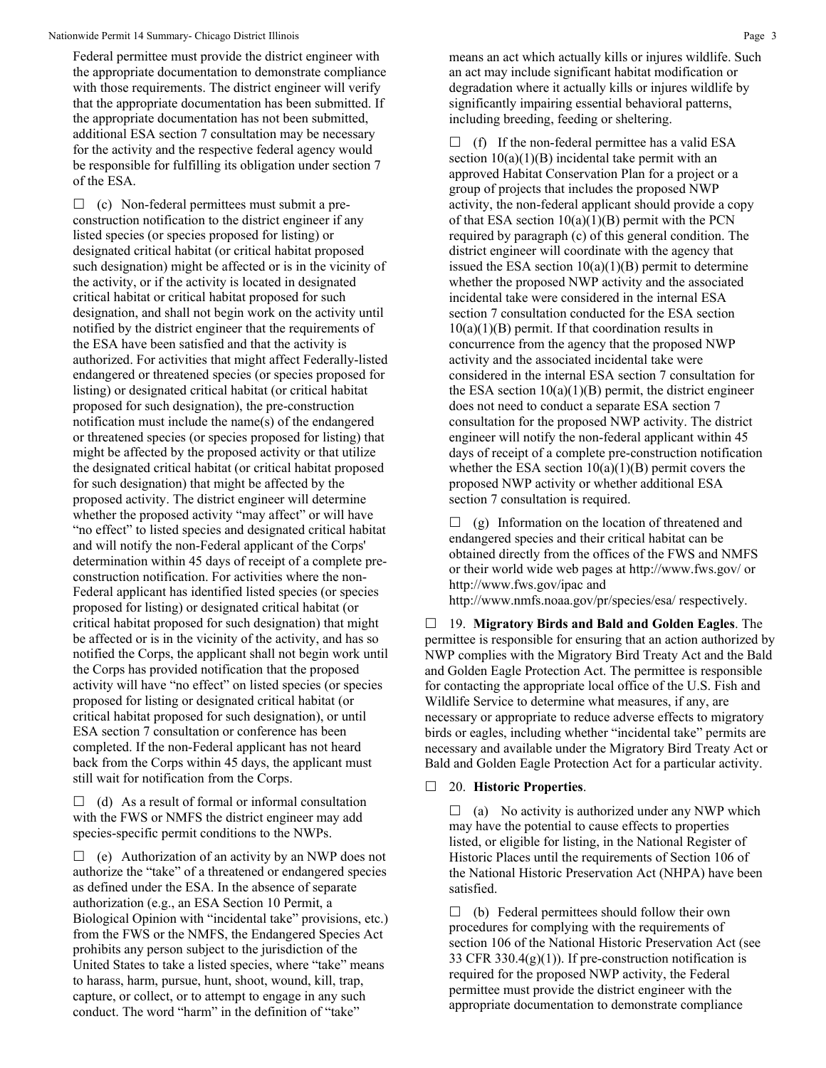Federal permittee must provide the district engineer with the appropriate documentation to demonstrate compliance with those requirements. The district engineer will verify that the appropriate documentation has been submitted. If the appropriate documentation has not been submitted, additional ESA section 7 consultation may be necessary for the activity and the respective federal agency would be responsible for fulfilling its obligation under section 7 of the ESA.

☐ (c) Non-federal permittees must submit a pre-construction notification to the district engineer if any listed species (or species proposed for listing) or designated critical habitat (or critical habitat proposed such designation) might be affected or is in the vicinity of the activity, or if the activity is located in designated critical habitat or critical habitat proposed for such designation, and shall not begin work on the activity until notified by the district engineer that the requirements of the ESA have been satisfied and that the activity is authorized. For activities that might affect Federally-listed endangered or threatened species (or species proposed for listing) or designated critical habitat (or critical habitat proposed for such designation), the pre-construction notification must include the name(s) of the endangered or threatened species (or species proposed for listing) that might be affected by the proposed activity or that utilize the designated critical habitat (or critical habitat proposed for such designation) that might be affected by the proposed activity. The district engineer will determine whether the proposed activity "may affect" or will have "no effect" to listed species and designated critical habitat and will notify the non-Federal applicant of the Corps' determination within 45 days of receipt of a complete pre-construction notification. For activities where the non-Federal applicant has identified listed species (or species proposed for listing) or designated critical habitat (or critical habitat proposed for such designation) that might be affected or is in the vicinity of the activity, and has so notified the Corps, the applicant shall not begin work until the Corps has provided notification that the proposed activity will have "no effect" on listed species (or species proposed for listing or designated critical habitat (or critical habitat proposed for such designation), or until ESA section 7 consultation or conference has been completed. If the non-Federal applicant has not heard back from the Corps within 45 days, the applicant must still wait for notification from the Corps.

☐ (d) As a result of formal or informal consultation with the FWS or NMFS the district engineer may add species-specific permit conditions to the NWPs.

☐ (e) Authorization of an activity by an NWP does not authorize the "take" of a threatened or endangered species as defined under the ESA. In the absence of separate authorization (e.g., an ESA Section 10 Permit, a Biological Opinion with "incidental take" provisions, etc.) from the FWS or the NMFS, the Endangered Species Act prohibits any person subject to the jurisdiction of the United States to take a listed species, where "take" means to harass, harm, pursue, hunt, shoot, wound, kill, trap, capture, or collect, or to attempt to engage in any such conduct. The word "harm" in the definition of "take" means an act which actually kills or injures wildlife. Such an act may include significant habitat modification or degradation where it actually kills or injures wildlife by significantly impairing essential behavioral patterns, including breeding, feeding or sheltering.

☐ (f) If the non-federal permittee has a valid ESA section 10(a)(1)(B) incidental take permit with an approved Habitat Conservation Plan for a project or a group of projects that includes the proposed NWP activity, the non-federal applicant should provide a copy of that ESA section 10(a)(1)(B) permit with the PCN required by paragraph (c) of this general condition. The district engineer will coordinate with the agency that issued the ESA section 10(a)(1)(B) permit to determine whether the proposed NWP activity and the associated incidental take were considered in the internal ESA section 7 consultation conducted for the ESA section 10(a)(1)(B) permit. If that coordination results in concurrence from the agency that the proposed NWP activity and the associated incidental take were considered in the internal ESA section 7 consultation for the ESA section 10(a)(1)(B) permit, the district engineer does not need to conduct a separate ESA section 7 consultation for the proposed NWP activity. The district engineer will notify the non-federal applicant within 45 days of receipt of a complete pre-construction notification whether the ESA section 10(a)(1)(B) permit covers the proposed NWP activity or whether additional ESA section 7 consultation is required.

☐ (g) Information on the location of threatened and endangered species and their critical habitat can be obtained directly from the offices of the FWS and NMFS or their world wide web pages at http://www.fws.gov/ or http://www.fws.gov/ipac and http://www.nmfs.noaa.gov/pr/species/esa/ respectively.

☐ 19. **Migratory Birds and Bald and Golden Eagles**. The permittee is responsible for ensuring that an action authorized by NWP complies with the Migratory Bird Treaty Act and the Bald and Golden Eagle Protection Act. The permittee is responsible for contacting the appropriate local office of the U.S. Fish and Wildlife Service to determine what measures, if any, are necessary or appropriate to reduce adverse effects to migratory birds or eagles, including whether "incidental take" permits are necessary and available under the Migratory Bird Treaty Act or Bald and Golden Eagle Protection Act for a particular activity.

☐ 20. **Historic Properties**.

☐ (a) No activity is authorized under any NWP which may have the potential to cause effects to properties listed, or eligible for listing, in the National Register of Historic Places until the requirements of Section 106 of the National Historic Preservation Act (NHPA) have been satisfied.

☐ (b) Federal permittees should follow their own procedures for complying with the requirements of section 106 of the National Historic Preservation Act (see 33 CFR 330.4(g)(1)). If pre-construction notification is required for the proposed NWP activity, the Federal permittee must provide the district engineer with the appropriate documentation to demonstrate compliance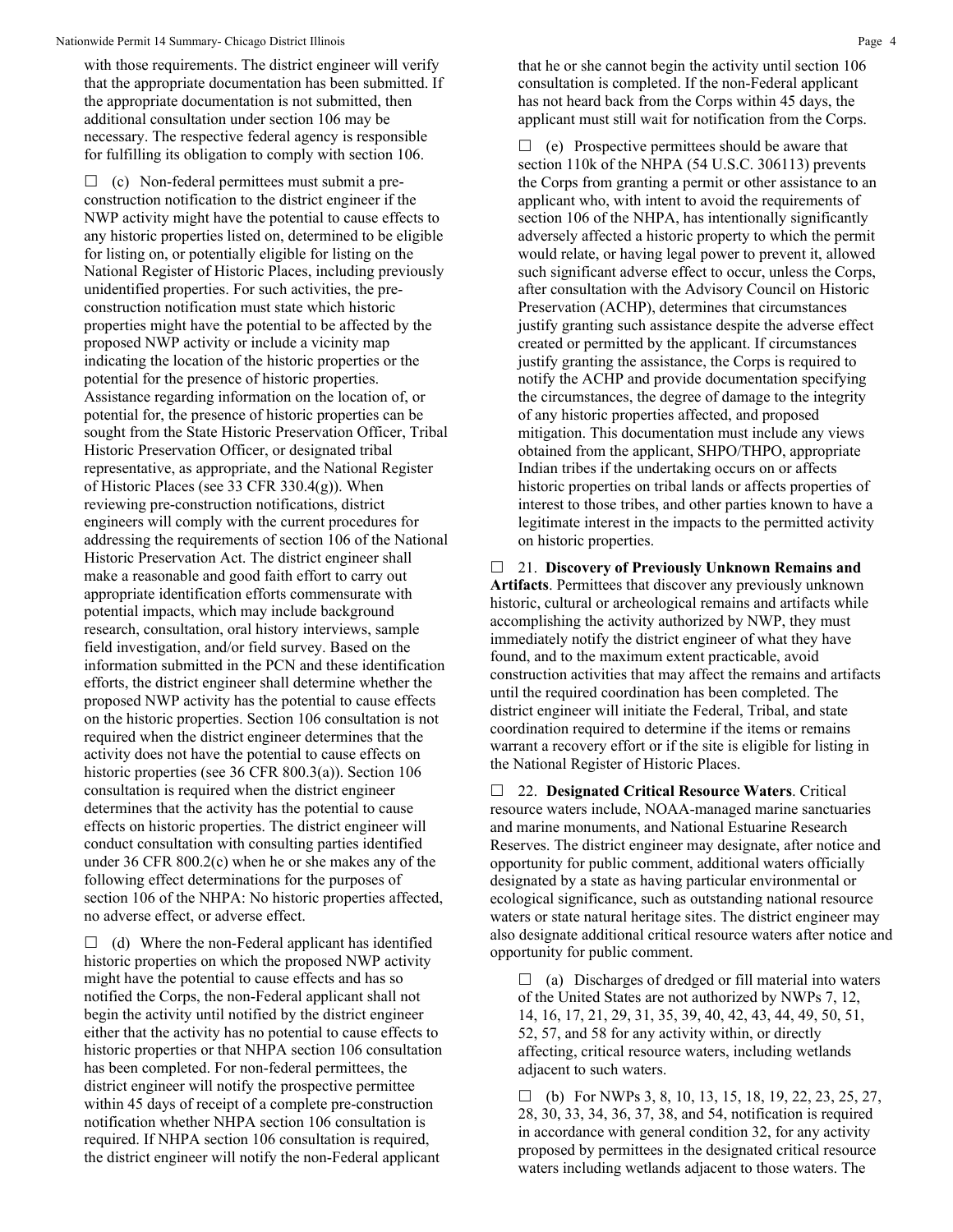with those requirements. The district engineer will verify that the appropriate documentation has been submitted. If the appropriate documentation is not submitted, then additional consultation under section 106 may be necessary. The respective federal agency is responsible for fulfilling its obligation to comply with section 106.

☐ (c) Non-federal permittees must submit a pre-construction notification to the district engineer if the NWP activity might have the potential to cause effects to any historic properties listed on, determined to be eligible for listing on, or potentially eligible for listing on the National Register of Historic Places, including previously unidentified properties. For such activities, the pre-construction notification must state which historic properties might have the potential to be affected by the proposed NWP activity or include a vicinity map indicating the location of the historic properties or the potential for the presence of historic properties. Assistance regarding information on the location of, or potential for, the presence of historic properties can be sought from the State Historic Preservation Officer, Tribal Historic Preservation Officer, or designated tribal representative, as appropriate, and the National Register of Historic Places (see 33 CFR 330.4(g)). When reviewing pre-construction notifications, district engineers will comply with the current procedures for addressing the requirements of section 106 of the National Historic Preservation Act. The district engineer shall make a reasonable and good faith effort to carry out appropriate identification efforts commensurate with potential impacts, which may include background research, consultation, oral history interviews, sample field investigation, and/or field survey. Based on the information submitted in the PCN and these identification efforts, the district engineer shall determine whether the proposed NWP activity has the potential to cause effects on the historic properties. Section 106 consultation is not required when the district engineer determines that the activity does not have the potential to cause effects on historic properties (see 36 CFR 800.3(a)). Section 106 consultation is required when the district engineer determines that the activity has the potential to cause effects on historic properties. The district engineer will conduct consultation with consulting parties identified under 36 CFR 800.2(c) when he or she makes any of the following effect determinations for the purposes of section 106 of the NHPA: No historic properties affected, no adverse effect, or adverse effect.

☐ (d) Where the non-Federal applicant has identified historic properties on which the proposed NWP activity might have the potential to cause effects and has so notified the Corps, the non-Federal applicant shall not begin the activity until notified by the district engineer either that the activity has no potential to cause effects to historic properties or that NHPA section 106 consultation has been completed. For non-federal permittees, the district engineer will notify the prospective permittee within 45 days of receipt of a complete pre-construction notification whether NHPA section 106 consultation is required. If NHPA section 106 consultation is required, the district engineer will notify the non-Federal applicant that he or she cannot begin the activity until section 106 consultation is completed. If the non-Federal applicant has not heard back from the Corps within 45 days, the applicant must still wait for notification from the Corps.

☐ (e) Prospective permittees should be aware that section 110k of the NHPA (54 U.S.C. 306113) prevents the Corps from granting a permit or other assistance to an applicant who, with intent to avoid the requirements of section 106 of the NHPA, has intentionally significantly adversely affected a historic property to which the permit would relate, or having legal power to prevent it, allowed such significant adverse effect to occur, unless the Corps, after consultation with the Advisory Council on Historic Preservation (ACHP), determines that circumstances justify granting such assistance despite the adverse effect created or permitted by the applicant. If circumstances justify granting the assistance, the Corps is required to notify the ACHP and provide documentation specifying the circumstances, the degree of damage to the integrity of any historic properties affected, and proposed mitigation. This documentation must include any views obtained from the applicant, SHPO/THPO, appropriate Indian tribes if the undertaking occurs on or affects historic properties on tribal lands or affects properties of interest to those tribes, and other parties known to have a legitimate interest in the impacts to the permitted activity on historic properties.

☐ 21. **Discovery of Previously Unknown Remains and Artifacts**. Permittees that discover any previously unknown historic, cultural or archeological remains and artifacts while accomplishing the activity authorized by NWP, they must immediately notify the district engineer of what they have found, and to the maximum extent practicable, avoid construction activities that may affect the remains and artifacts until the required coordination has been completed. The district engineer will initiate the Federal, Tribal, and state coordination required to determine if the items or remains warrant a recovery effort or if the site is eligible for listing in the National Register of Historic Places.

☐ 22. **Designated Critical Resource Waters**. Critical resource waters include, NOAA-managed marine sanctuaries and marine monuments, and National Estuarine Research Reserves. The district engineer may designate, after notice and opportunity for public comment, additional waters officially designated by a state as having particular environmental or ecological significance, such as outstanding national resource waters or state natural heritage sites. The district engineer may also designate additional critical resource waters after notice and opportunity for public comment.

☐ (a) Discharges of dredged or fill material into waters of the United States are not authorized by NWPs 7, 12, 14, 16, 17, 21, 29, 31, 35, 39, 40, 42, 43, 44, 49, 50, 51, 52, 57, and 58 for any activity within, or directly affecting, critical resource waters, including wetlands adjacent to such waters.

☐ (b) For NWPs 3, 8, 10, 13, 15, 18, 19, 22, 23, 25, 27, 28, 30, 33, 34, 36, 37, 38, and 54, notification is required in accordance with general condition 32, for any activity proposed by permittees in the designated critical resource waters including wetlands adjacent to those waters. The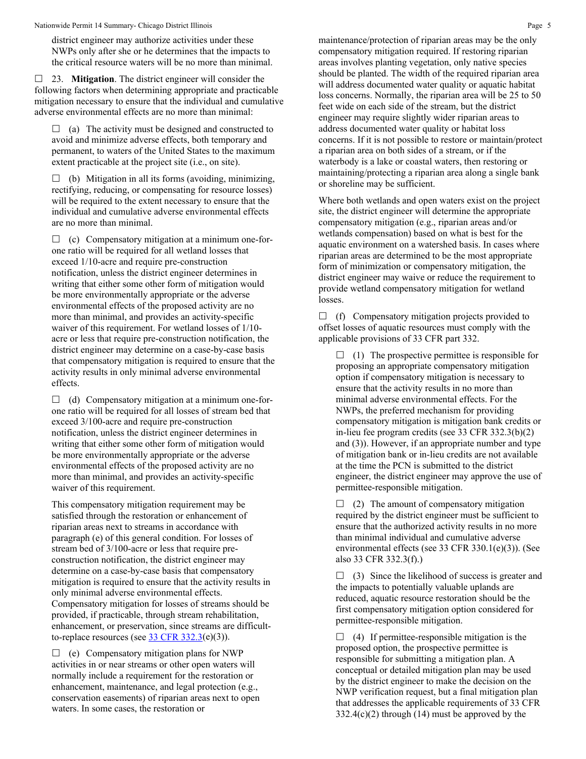district engineer may authorize activities under these NWPs only after she or he determines that the impacts to the critical resource waters will be no more than minimal.

☐ 23. **Mitigation**. The district engineer will consider the following factors when determining appropriate and practicable mitigation necessary to ensure that the individual and cumulative adverse environmental effects are no more than minimal:

☐ (a) The activity must be designed and constructed to avoid and minimize adverse effects, both temporary and permanent, to waters of the United States to the maximum extent practicable at the project site (i.e., on site).

☐ (b) Mitigation in all its forms (avoiding, minimizing, rectifying, reducing, or compensating for resource losses) will be required to the extent necessary to ensure that the individual and cumulative adverse environmental effects are no more than minimal.

☐ (c) Compensatory mitigation at a minimum one-for-one ratio will be required for all wetland losses that exceed 1/10-acre and require pre-construction notification, unless the district engineer determines in writing that either some other form of mitigation would be more environmentally appropriate or the adverse environmental effects of the proposed activity are no more than minimal, and provides an activity-specific waiver of this requirement. For wetland losses of 1/10-acre or less that require pre-construction notification, the district engineer may determine on a case-by-case basis that compensatory mitigation is required to ensure that the activity results in only minimal adverse environmental effects.

☐ (d) Compensatory mitigation at a minimum one-for-one ratio will be required for all losses of stream bed that exceed 3/100-acre and require pre-construction notification, unless the district engineer determines in writing that either some other form of mitigation would be more environmentally appropriate or the adverse environmental effects of the proposed activity are no more than minimal, and provides an activity-specific waiver of this requirement.

This compensatory mitigation requirement may be satisfied through the restoration or enhancement of riparian areas next to streams in accordance with paragraph (e) of this general condition. For losses of stream bed of 3/100-acre or less that require pre-construction notification, the district engineer may determine on a case-by-case basis that compensatory mitigation is required to ensure that the activity results in only minimal adverse environmental effects. Compensatory mitigation for losses of streams should be provided, if practicable, through stream rehabilitation, enhancement, or preservation, since streams are difficult-to-replace resources (see [33 CFR 332.3](33 CFR 332.3)(e)(3)).

☐ (e) Compensatory mitigation plans for NWP activities in or near streams or other open waters will normally include a requirement for the restoration or enhancement, maintenance, and legal protection (e.g., conservation easements) of riparian areas next to open waters. In some cases, the restoration or maintenance/protection of riparian areas may be the only compensatory mitigation required. If restoring riparian areas involves planting vegetation, only native species should be planted. The width of the required riparian area will address documented water quality or aquatic habitat loss concerns. Normally, the riparian area will be 25 to 50 feet wide on each side of the stream, but the district engineer may require slightly wider riparian areas to address documented water quality or habitat loss concerns. If it is not possible to restore or maintain/protect a riparian area on both sides of a stream, or if the waterbody is a lake or coastal waters, then restoring or maintaining/protecting a riparian area along a single bank or shoreline may be sufficient.

Where both wetlands and open waters exist on the project site, the district engineer will determine the appropriate compensatory mitigation (e.g., riparian areas and/or wetlands compensation) based on what is best for the aquatic environment on a watershed basis. In cases where riparian areas are determined to be the most appropriate form of minimization or compensatory mitigation, the district engineer may waive or reduce the requirement to provide wetland compensatory mitigation for wetland losses.

☐ (f) Compensatory mitigation projects provided to offset losses of aquatic resources must comply with the applicable provisions of 33 CFR part 332.

☐ (1) The prospective permittee is responsible for proposing an appropriate compensatory mitigation option if compensatory mitigation is necessary to ensure that the activity results in no more than minimal adverse environmental effects. For the NWPs, the preferred mechanism for providing compensatory mitigation is mitigation bank credits or in-lieu fee program credits (see 33 CFR 332.3(b)(2) and (3)). However, if an appropriate number and type of mitigation bank or in-lieu credits are not available at the time the PCN is submitted to the district engineer, the district engineer may approve the use of permittee-responsible mitigation.

☐ (2) The amount of compensatory mitigation required by the district engineer must be sufficient to ensure that the authorized activity results in no more than minimal individual and cumulative adverse environmental effects (see 33 CFR 330.1(e)(3)). (See also 33 CFR 332.3(f).)

☐ (3) Since the likelihood of success is greater and the impacts to potentially valuable uplands are reduced, aquatic resource restoration should be the first compensatory mitigation option considered for permittee-responsible mitigation.

☐ (4) If permittee-responsible mitigation is the proposed option, the prospective permittee is responsible for submitting a mitigation plan. A conceptual or detailed mitigation plan may be used by the district engineer to make the decision on the NWP verification request, but a final mitigation plan that addresses the applicable requirements of 33 CFR 332.4(c)(2) through (14) must be approved by the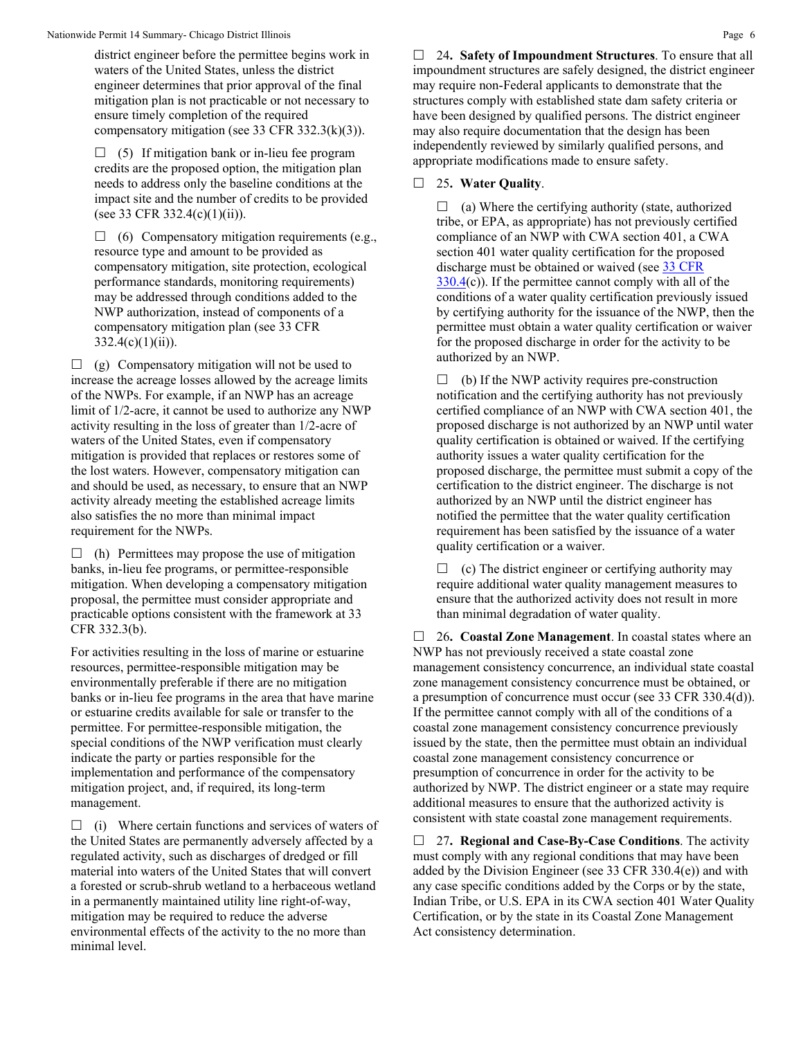district engineer before the permittee begins work in waters of the United States, unless the district engineer determines that prior approval of the final mitigation plan is not practicable or not necessary to ensure timely completion of the required compensatory mitigation (see 33 CFR 332.3(k)(3)).

☐ (5) If mitigation bank or in-lieu fee program credits are the proposed option, the mitigation plan needs to address only the baseline conditions at the impact site and the number of credits to be provided (see 33 CFR 332.4(c)(1)(ii)).

☐ (6) Compensatory mitigation requirements (e.g., resource type and amount to be provided as compensatory mitigation, site protection, ecological performance standards, monitoring requirements) may be addressed through conditions added to the NWP authorization, instead of components of a compensatory mitigation plan (see 33 CFR 332.4(c)(1)(ii)).

☐ (g) Compensatory mitigation will not be used to increase the acreage losses allowed by the acreage limits of the NWPs. For example, if an NWP has an acreage limit of 1/2-acre, it cannot be used to authorize any NWP activity resulting in the loss of greater than 1/2-acre of waters of the United States, even if compensatory mitigation is provided that replaces or restores some of the lost waters. However, compensatory mitigation can and should be used, as necessary, to ensure that an NWP activity already meeting the established acreage limits also satisfies the no more than minimal impact requirement for the NWPs.

☐ (h) Permittees may propose the use of mitigation banks, in-lieu fee programs, or permittee-responsible mitigation. When developing a compensatory mitigation proposal, the permittee must consider appropriate and practicable options consistent with the framework at 33 CFR 332.3(b).

For activities resulting in the loss of marine or estuarine resources, permittee-responsible mitigation may be environmentally preferable if there are no mitigation banks or in-lieu fee programs in the area that have marine or estuarine credits available for sale or transfer to the permittee. For permittee-responsible mitigation, the special conditions of the NWP verification must clearly indicate the party or parties responsible for the implementation and performance of the compensatory mitigation project, and, if required, its long-term management.

☐ (i) Where certain functions and services of waters of the United States are permanently adversely affected by a regulated activity, such as discharges of dredged or fill material into waters of the United States that will convert a forested or scrub-shrub wetland to a herbaceous wetland in a permanently maintained utility line right-of-way, mitigation may be required to reduce the adverse environmental effects of the activity to the no more than minimal level.

☐ 24**. Safety of Impoundment Structures**. To ensure that all impoundment structures are safely designed, the district engineer may require non-Federal applicants to demonstrate that the structures comply with established state dam safety criteria or have been designed by qualified persons. The district engineer may also require documentation that the design has been independently reviewed by similarly qualified persons, and appropriate modifications made to ensure safety.

☐ 25**. Water Quality**.

☐ (a) Where the certifying authority (state, authorized tribe, or EPA, as appropriate) has not previously certified compliance of an NWP with CWA section 401, a CWA section 401 water quality certification for the proposed discharge must be obtained or waived (see 33 CFR 330.4(c)). If the permittee cannot comply with all of the conditions of a water quality certification previously issued by certifying authority for the issuance of the NWP, then the permittee must obtain a water quality certification or waiver for the proposed discharge in order for the activity to be authorized by an NWP.

☐ (b) If the NWP activity requires pre-construction notification and the certifying authority has not previously certified compliance of an NWP with CWA section 401, the proposed discharge is not authorized by an NWP until water quality certification is obtained or waived. If the certifying authority issues a water quality certification for the proposed discharge, the permittee must submit a copy of the certification to the district engineer. The discharge is not authorized by an NWP until the district engineer has notified the permittee that the water quality certification requirement has been satisfied by the issuance of a water quality certification or a waiver.

☐ (c) The district engineer or certifying authority may require additional water quality management measures to ensure that the authorized activity does not result in more than minimal degradation of water quality.

☐ 26**. Coastal Zone Management**. In coastal states where an NWP has not previously received a state coastal zone management consistency concurrence, an individual state coastal zone management consistency concurrence must be obtained, or a presumption of concurrence must occur (see 33 CFR 330.4(d)). If the permittee cannot comply with all of the conditions of a coastal zone management consistency concurrence previously issued by the state, then the permittee must obtain an individual coastal zone management consistency concurrence or presumption of concurrence in order for the activity to be authorized by NWP. The district engineer or a state may require additional measures to ensure that the authorized activity is consistent with state coastal zone management requirements.

☐ 27**. Regional and Case-By-Case Conditions**. The activity must comply with any regional conditions that may have been added by the Division Engineer (see 33 CFR 330.4(e)) and with any case specific conditions added by the Corps or by the state, Indian Tribe, or U.S. EPA in its CWA section 401 Water Quality Certification, or by the state in its Coastal Zone Management Act consistency determination.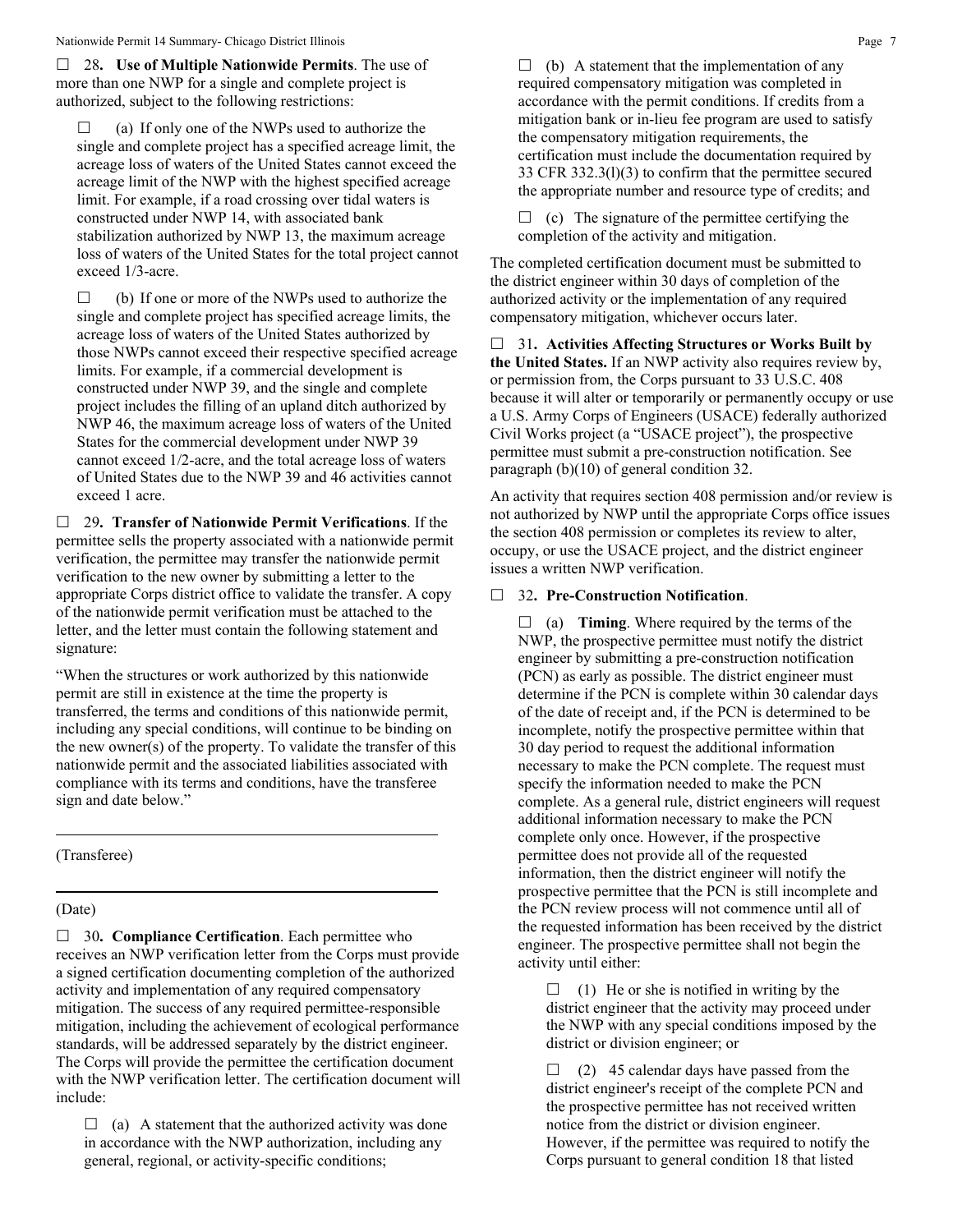☐ 28**. Use of Multiple Nationwide Permits**. The use of more than one NWP for a single and complete project is authorized, subject to the following restrictions:

☐ (a) If only one of the NWPs used to authorize the single and complete project has a specified acreage limit, the acreage loss of waters of the United States cannot exceed the acreage limit of the NWP with the highest specified acreage limit. For example, if a road crossing over tidal waters is constructed under NWP 14, with associated bank stabilization authorized by NWP 13, the maximum acreage loss of waters of the United States for the total project cannot exceed 1/3-acre.

☐ (b) If one or more of the NWPs used to authorize the single and complete project has specified acreage limits, the acreage loss of waters of the United States authorized by those NWPs cannot exceed their respective specified acreage limits. For example, if a commercial development is constructed under NWP 39, and the single and complete project includes the filling of an upland ditch authorized by NWP 46, the maximum acreage loss of waters of the United States for the commercial development under NWP 39 cannot exceed 1/2-acre, and the total acreage loss of waters of United States due to the NWP 39 and 46 activities cannot exceed 1 acre.

☐ 29**. Transfer of Nationwide Permit Verifications**. If the permittee sells the property associated with a nationwide permit verification, the permittee may transfer the nationwide permit verification to the new owner by submitting a letter to the appropriate Corps district office to validate the transfer. A copy of the nationwide permit verification must be attached to the letter, and the letter must contain the following statement and signature:

"When the structures or work authorized by this nationwide permit are still in existence at the time the property is transferred, the terms and conditions of this nationwide permit, including any special conditions, will continue to be binding on the new owner(s) of the property. To validate the transfer of this nationwide permit and the associated liabilities associated with compliance with its terms and conditions, have the transferee sign and date below."

\_\_\_\_\_\_\_\_\_\_\_\_\_\_\_\_\_\_\_\_\_\_\_\_\_\_\_\_\_\_\_\_\_\_\_\_\_\_\_\_\_\_\_\_\_

(Transferee)

\_\_\_\_\_\_\_\_\_\_\_\_\_\_\_\_\_\_\_\_\_\_\_\_\_\_\_\_\_\_\_\_\_\_\_\_\_\_\_\_\_\_\_\_\_

(Date)

☐ 30**. Compliance Certification**. Each permittee who receives an NWP verification letter from the Corps must provide a signed certification documenting completion of the authorized activity and implementation of any required compensatory mitigation. The success of any required permittee-responsible mitigation, including the achievement of ecological performance standards, will be addressed separately by the district engineer. The Corps will provide the permittee the certification document with the NWP verification letter. The certification document will include:

☐ (a) A statement that the authorized activity was done in accordance with the NWP authorization, including any general, regional, or activity-specific conditions;

☐ (b) A statement that the implementation of any required compensatory mitigation was completed in accordance with the permit conditions. If credits from a mitigation bank or in-lieu fee program are used to satisfy the compensatory mitigation requirements, the certification must include the documentation required by 33 CFR 332.3(l)(3) to confirm that the permittee secured the appropriate number and resource type of credits; and

☐ (c) The signature of the permittee certifying the completion of the activity and mitigation.

The completed certification document must be submitted to the district engineer within 30 days of completion of the authorized activity or the implementation of any required compensatory mitigation, whichever occurs later.

☐ 31**. Activities Affecting Structures or Works Built by the United States.** If an NWP activity also requires review by, or permission from, the Corps pursuant to 33 U.S.C. 408 because it will alter or temporarily or permanently occupy or use a U.S. Army Corps of Engineers (USACE) federally authorized Civil Works project (a "USACE project"), the prospective permittee must submit a pre-construction notification. See paragraph (b)(10) of general condition 32.

An activity that requires section 408 permission and/or review is not authorized by NWP until the appropriate Corps office issues the section 408 permission or completes its review to alter, occupy, or use the USACE project, and the district engineer issues a written NWP verification.

☐ 32**. Pre-Construction Notification**.

☐ (a) **Timing**. Where required by the terms of the NWP, the prospective permittee must notify the district engineer by submitting a pre-construction notification (PCN) as early as possible. The district engineer must determine if the PCN is complete within 30 calendar days of the date of receipt and, if the PCN is determined to be incomplete, notify the prospective permittee within that 30 day period to request the additional information necessary to make the PCN complete. The request must specify the information needed to make the PCN complete. As a general rule, district engineers will request additional information necessary to make the PCN complete only once. However, if the prospective permittee does not provide all of the requested information, then the district engineer will notify the prospective permittee that the PCN is still incomplete and the PCN review process will not commence until all of the requested information has been received by the district engineer. The prospective permittee shall not begin the activity until either:

☐ (1) He or she is notified in writing by the district engineer that the activity may proceed under the NWP with any special conditions imposed by the district or division engineer; or

☐ (2) 45 calendar days have passed from the district engineer's receipt of the complete PCN and the prospective permittee has not received written notice from the district or division engineer. However, if the permittee was required to notify the Corps pursuant to general condition 18 that listed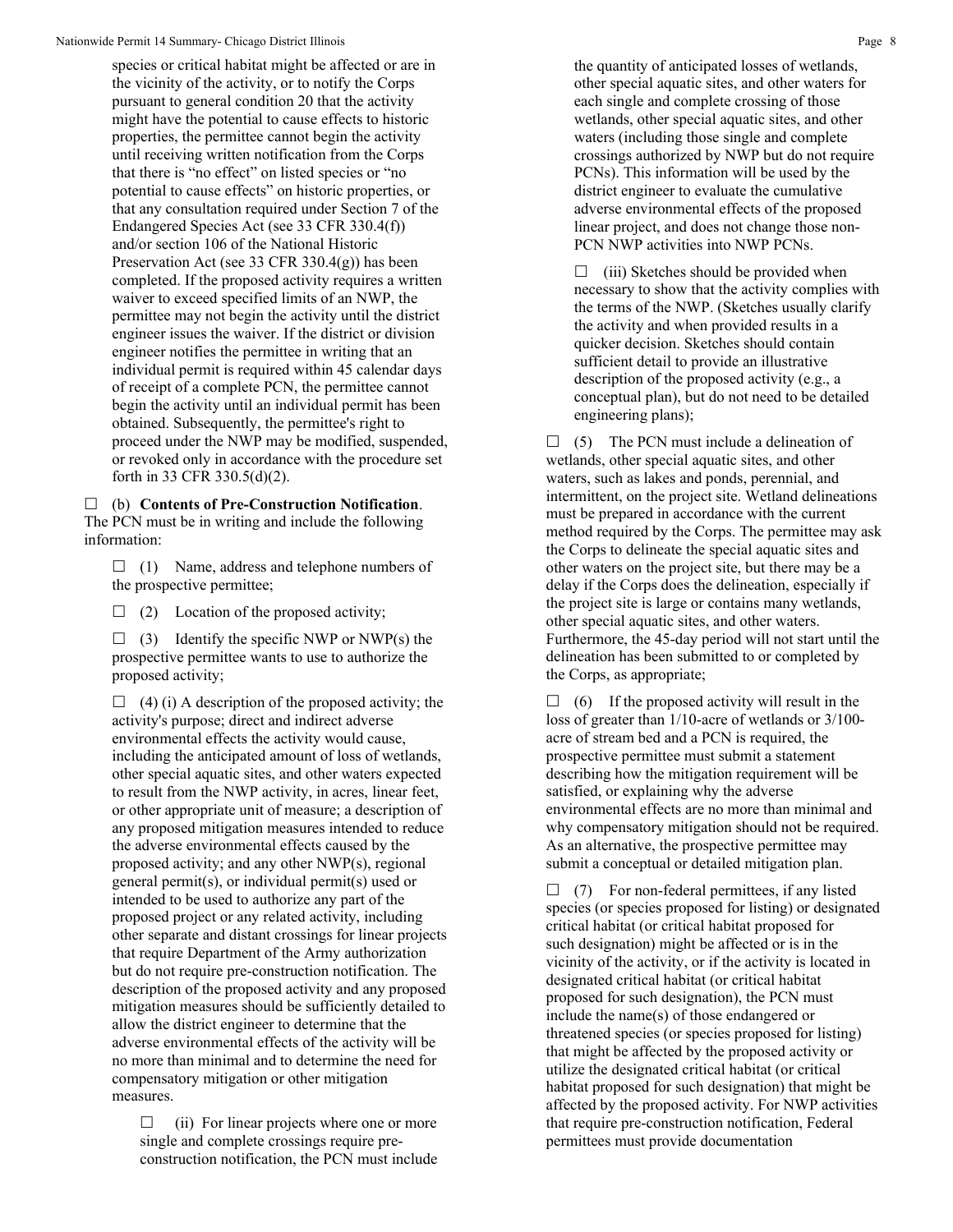species or critical habitat might be affected or are in the vicinity of the activity, or to notify the Corps pursuant to general condition 20 that the activity might have the potential to cause effects to historic properties, the permittee cannot begin the activity until receiving written notification from the Corps that there is "no effect" on listed species or "no potential to cause effects" on historic properties, or that any consultation required under Section 7 of the Endangered Species Act (see 33 CFR 330.4(f)) and/or section 106 of the National Historic Preservation Act (see 33 CFR 330.4(g)) has been completed. If the proposed activity requires a written waiver to exceed specified limits of an NWP, the permittee may not begin the activity until the district engineer issues the waiver. If the district or division engineer notifies the permittee in writing that an individual permit is required within 45 calendar days of receipt of a complete PCN, the permittee cannot begin the activity until an individual permit has been obtained. Subsequently, the permittee's right to proceed under the NWP may be modified, suspended, or revoked only in accordance with the procedure set forth in 33 CFR 330.5(d)(2).

☐ (b) **Contents of Pre-Construction Notification**. The PCN must be in writing and include the following information:

☐ (1) Name, address and telephone numbers of the prospective permittee;

☐ (2) Location of the proposed activity;

☐ (3) Identify the specific NWP or NWP(s) the prospective permittee wants to use to authorize the proposed activity;

☐ (4) (i) A description of the proposed activity; the activity's purpose; direct and indirect adverse environmental effects the activity would cause, including the anticipated amount of loss of wetlands, other special aquatic sites, and other waters expected to result from the NWP activity, in acres, linear feet, or other appropriate unit of measure; a description of any proposed mitigation measures intended to reduce the adverse environmental effects caused by the proposed activity; and any other NWP(s), regional general permit(s), or individual permit(s) used or intended to be used to authorize any part of the proposed project or any related activity, including other separate and distant crossings for linear projects that require Department of the Army authorization but do not require pre-construction notification. The description of the proposed activity and any proposed mitigation measures should be sufficiently detailed to allow the district engineer to determine that the adverse environmental effects of the activity will be no more than minimal and to determine the need for compensatory mitigation or other mitigation measures.

☐ (ii) For linear projects where one or more single and complete crossings require pre-construction notification, the PCN must include the quantity of anticipated losses of wetlands, other special aquatic sites, and other waters for each single and complete crossing of those wetlands, other special aquatic sites, and other waters (including those single and complete crossings authorized by NWP but do not require PCNs). This information will be used by the district engineer to evaluate the cumulative adverse environmental effects of the proposed linear project, and does not change those non-PCN NWP activities into NWP PCNs.

☐ (iii) Sketches should be provided when necessary to show that the activity complies with the terms of the NWP. (Sketches usually clarify the activity and when provided results in a quicker decision. Sketches should contain sufficient detail to provide an illustrative description of the proposed activity (e.g., a conceptual plan), but do not need to be detailed engineering plans);

☐ (5) The PCN must include a delineation of wetlands, other special aquatic sites, and other waters, such as lakes and ponds, perennial, and intermittent, on the project site. Wetland delineations must be prepared in accordance with the current method required by the Corps. The permittee may ask the Corps to delineate the special aquatic sites and other waters on the project site, but there may be a delay if the Corps does the delineation, especially if the project site is large or contains many wetlands, other special aquatic sites, and other waters. Furthermore, the 45-day period will not start until the delineation has been submitted to or completed by the Corps, as appropriate;

☐ (6) If the proposed activity will result in the loss of greater than 1/10-acre of wetlands or 3/100-acre of stream bed and a PCN is required, the prospective permittee must submit a statement describing how the mitigation requirement will be satisfied, or explaining why the adverse environmental effects are no more than minimal and why compensatory mitigation should not be required. As an alternative, the prospective permittee may submit a conceptual or detailed mitigation plan.

☐ (7) For non-federal permittees, if any listed species (or species proposed for listing) or designated critical habitat (or critical habitat proposed for such designation) might be affected or is in the vicinity of the activity, or if the activity is located in designated critical habitat (or critical habitat proposed for such designation), the PCN must include the name(s) of those endangered or threatened species (or species proposed for listing) that might be affected by the proposed activity or utilize the designated critical habitat (or critical habitat proposed for such designation) that might be affected by the proposed activity. For NWP activities that require pre-construction notification, Federal permittees must provide documentation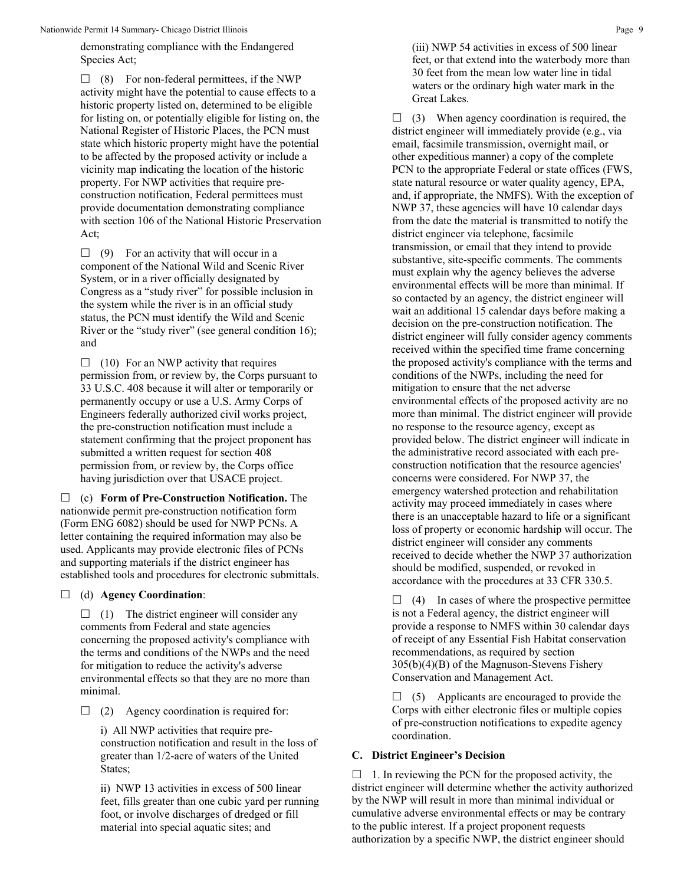demonstrating compliance with the Endangered Species Act;

☐ (8) For non-federal permittees, if the NWP activity might have the potential to cause effects to a historic property listed on, determined to be eligible for listing on, or potentially eligible for listing on, the National Register of Historic Places, the PCN must state which historic property might have the potential to be affected by the proposed activity or include a vicinity map indicating the location of the historic property. For NWP activities that require pre-construction notification, Federal permittees must provide documentation demonstrating compliance with section 106 of the National Historic Preservation Act;

☐ (9) For an activity that will occur in a component of the National Wild and Scenic River System, or in a river officially designated by Congress as a "study river" for possible inclusion in the system while the river is in an official study status, the PCN must identify the Wild and Scenic River or the "study river" (see general condition 16); and

☐ (10) For an NWP activity that requires permission from, or review by, the Corps pursuant to 33 U.S.C. 408 because it will alter or temporarily or permanently occupy or use a U.S. Army Corps of Engineers federally authorized civil works project, the pre-construction notification must include a statement confirming that the project proponent has submitted a written request for section 408 permission from, or review by, the Corps office having jurisdiction over that USACE project.

☐ (c) **Form of Pre-Construction Notification.** The nationwide permit pre-construction notification form (Form ENG 6082) should be used for NWP PCNs. A letter containing the required information may also be used. Applicants may provide electronic files of PCNs and supporting materials if the district engineer has established tools and procedures for electronic submittals.

☐ (d) **Agency Coordination**:

☐ (1) The district engineer will consider any comments from Federal and state agencies concerning the proposed activity's compliance with the terms and conditions of the NWPs and the need for mitigation to reduce the activity's adverse environmental effects so that they are no more than minimal.

☐ (2) Agency coordination is required for:

i) All NWP activities that require pre-construction notification and result in the loss of greater than 1/2-acre of waters of the United States;

ii) NWP 13 activities in excess of 500 linear feet, fills greater than one cubic yard per running foot, or involve discharges of dredged or fill material into special aquatic sites; and

(iii) NWP 54 activities in excess of 500 linear feet, or that extend into the waterbody more than 30 feet from the mean low water line in tidal waters or the ordinary high water mark in the Great Lakes.

☐ (3) When agency coordination is required, the district engineer will immediately provide (e.g., via email, facsimile transmission, overnight mail, or other expeditious manner) a copy of the complete PCN to the appropriate Federal or state offices (FWS, state natural resource or water quality agency, EPA, and, if appropriate, the NMFS). With the exception of NWP 37, these agencies will have 10 calendar days from the date the material is transmitted to notify the district engineer via telephone, facsimile transmission, or email that they intend to provide substantive, site-specific comments. The comments must explain why the agency believes the adverse environmental effects will be more than minimal. If so contacted by an agency, the district engineer will wait an additional 15 calendar days before making a decision on the pre-construction notification. The district engineer will fully consider agency comments received within the specified time frame concerning the proposed activity's compliance with the terms and conditions of the NWPs, including the need for mitigation to ensure that the net adverse environmental effects of the proposed activity are no more than minimal. The district engineer will provide no response to the resource agency, except as provided below. The district engineer will indicate in the administrative record associated with each pre-construction notification that the resource agencies' concerns were considered. For NWP 37, the emergency watershed protection and rehabilitation activity may proceed immediately in cases where there is an unacceptable hazard to life or a significant loss of property or economic hardship will occur. The district engineer will consider any comments received to decide whether the NWP 37 authorization should be modified, suspended, or revoked in accordance with the procedures at 33 CFR 330.5.

☐ (4) In cases of where the prospective permittee is not a Federal agency, the district engineer will provide a response to NMFS within 30 calendar days of receipt of any Essential Fish Habitat conservation recommendations, as required by section 305(b)(4)(B) of the Magnuson-Stevens Fishery Conservation and Management Act.

☐ (5) Applicants are encouraged to provide the Corps with either electronic files or multiple copies of pre-construction notifications to expedite agency coordination.

## C. District Engineer's Decision

☐ 1. In reviewing the PCN for the proposed activity, the district engineer will determine whether the activity authorized by the NWP will result in more than minimal individual or cumulative adverse environmental effects or may be contrary to the public interest. If a project proponent requests authorization by a specific NWP, the district engineer should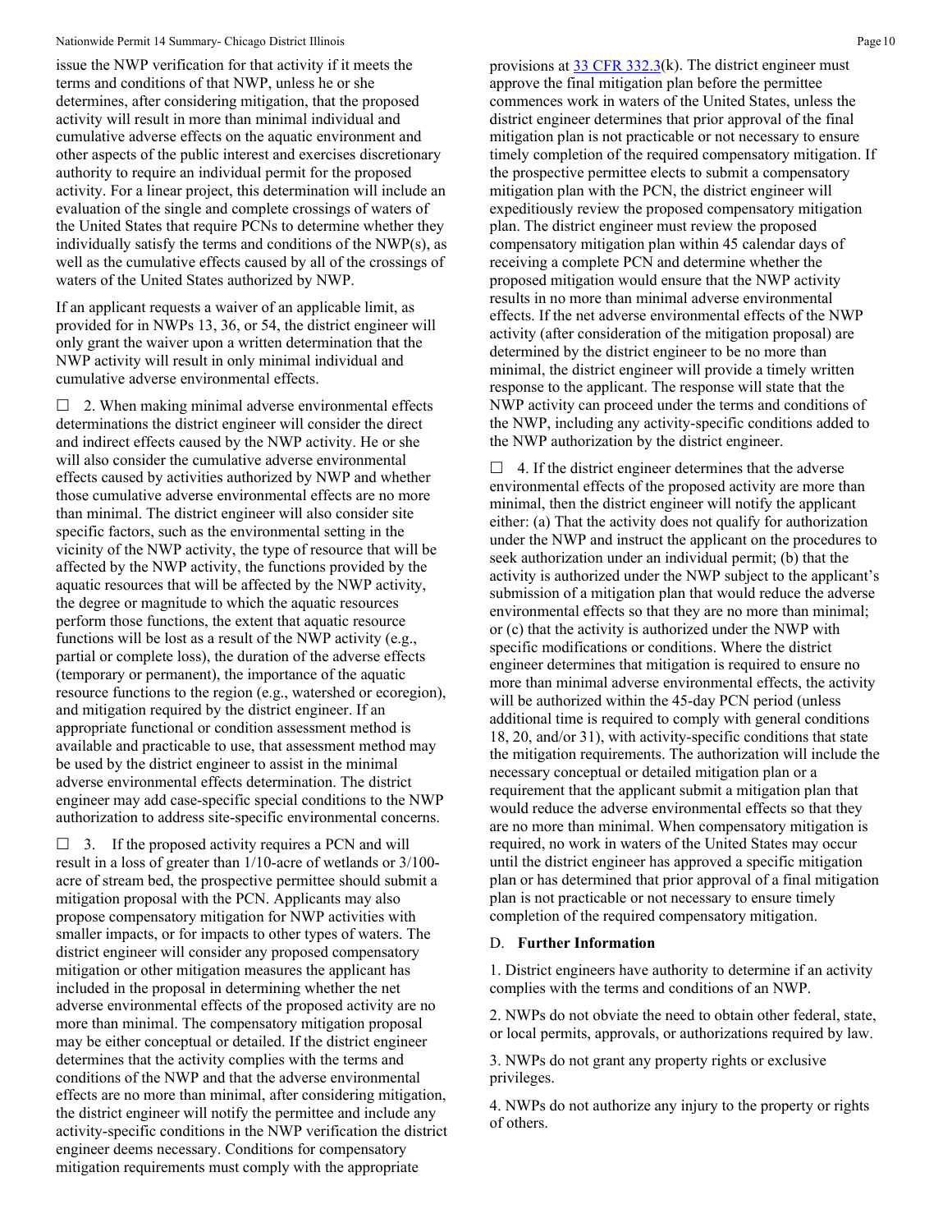issue the NWP verification for that activity if it meets the terms and conditions of that NWP, unless he or she determines, after considering mitigation, that the proposed activity will result in more than minimal individual and cumulative adverse effects on the aquatic environment and other aspects of the public interest and exercises discretionary authority to require an individual permit for the proposed activity. For a linear project, this determination will include an evaluation of the single and complete crossings of waters of the United States that require PCNs to determine whether they individually satisfy the terms and conditions of the NWP(s), as well as the cumulative effects caused by all of the crossings of waters of the United States authorized by NWP.

If an applicant requests a waiver of an applicable limit, as provided for in NWPs 13, 36, or 54, the district engineer will only grant the waiver upon a written determination that the NWP activity will result in only minimal individual and cumulative adverse environmental effects.

☐ 2. When making minimal adverse environmental effects determinations the district engineer will consider the direct and indirect effects caused by the NWP activity. He or she will also consider the cumulative adverse environmental effects caused by activities authorized by NWP and whether those cumulative adverse environmental effects are no more than minimal. The district engineer will also consider site specific factors, such as the environmental setting in the vicinity of the NWP activity, the type of resource that will be affected by the NWP activity, the functions provided by the aquatic resources that will be affected by the NWP activity, the degree or magnitude to which the aquatic resources perform those functions, the extent that aquatic resource functions will be lost as a result of the NWP activity (e.g., partial or complete loss), the duration of the adverse effects (temporary or permanent), the importance of the aquatic resource functions to the region (e.g., watershed or ecoregion), and mitigation required by the district engineer. If an appropriate functional or condition assessment method is available and practicable to use, that assessment method may be used by the district engineer to assist in the minimal adverse environmental effects determination. The district engineer may add case-specific special conditions to the NWP authorization to address site-specific environmental concerns.

☐ 3. If the proposed activity requires a PCN and will result in a loss of greater than 1/10-acre of wetlands or 3/100-acre of stream bed, the prospective permittee should submit a mitigation proposal with the PCN. Applicants may also propose compensatory mitigation for NWP activities with smaller impacts, or for impacts to other types of waters. The district engineer will consider any proposed compensatory mitigation or other mitigation measures the applicant has included in the proposal in determining whether the net adverse environmental effects of the proposed activity are no more than minimal. The compensatory mitigation proposal may be either conceptual or detailed. If the district engineer determines that the activity complies with the terms and conditions of the NWP and that the adverse environmental effects are no more than minimal, after considering mitigation, the district engineer will notify the permittee and include any activity-specific conditions in the NWP verification the district engineer deems necessary. Conditions for compensatory mitigation requirements must comply with the appropriate provisions at 33 CFR 332.3(k). The district engineer must approve the final mitigation plan before the permittee commences work in waters of the United States, unless the district engineer determines that prior approval of the final mitigation plan is not practicable or not necessary to ensure timely completion of the required compensatory mitigation. If the prospective permittee elects to submit a compensatory mitigation plan with the PCN, the district engineer will expeditiously review the proposed compensatory mitigation plan. The district engineer must review the proposed compensatory mitigation plan within 45 calendar days of receiving a complete PCN and determine whether the proposed mitigation would ensure that the NWP activity results in no more than minimal adverse environmental effects. If the net adverse environmental effects of the NWP activity (after consideration of the mitigation proposal) are determined by the district engineer to be no more than minimal, the district engineer will provide a timely written response to the applicant. The response will state that the NWP activity can proceed under the terms and conditions of the NWP, including any activity-specific conditions added to the NWP authorization by the district engineer.

☐ 4. If the district engineer determines that the adverse environmental effects of the proposed activity are more than minimal, then the district engineer will notify the applicant either: (a) That the activity does not qualify for authorization under the NWP and instruct the applicant on the procedures to seek authorization under an individual permit; (b) that the activity is authorized under the NWP subject to the applicant's submission of a mitigation plan that would reduce the adverse environmental effects so that they are no more than minimal; or (c) that the activity is authorized under the NWP with specific modifications or conditions. Where the district engineer determines that mitigation is required to ensure no more than minimal adverse environmental effects, the activity will be authorized within the 45-day PCN period (unless additional time is required to comply with general conditions 18, 20, and/or 31), with activity-specific conditions that state the mitigation requirements. The authorization will include the necessary conceptual or detailed mitigation plan or a requirement that the applicant submit a mitigation plan that would reduce the adverse environmental effects so that they are no more than minimal. When compensatory mitigation is required, no work in waters of the United States may occur until the district engineer has approved a specific mitigation plan or has determined that prior approval of a final mitigation plan is not practicable or not necessary to ensure timely completion of the required compensatory mitigation.

## D. Further Information

1. District engineers have authority to determine if an activity complies with the terms and conditions of an NWP.

2. NWPs do not obviate the need to obtain other federal, state, or local permits, approvals, or authorizations required by law.

3. NWPs do not grant any property rights or exclusive privileges.

4. NWPs do not authorize any injury to the property or rights of others.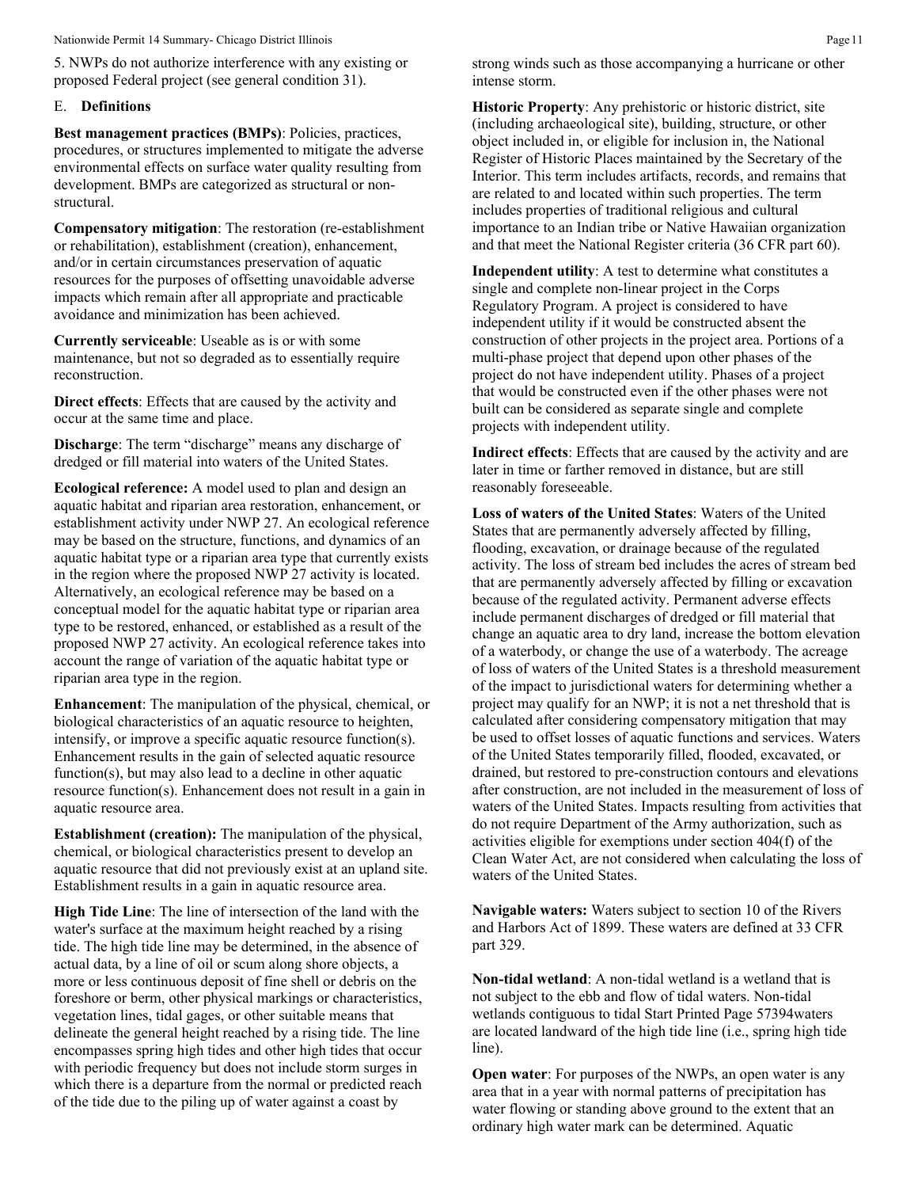5. NWPs do not authorize interference with any existing or proposed Federal project (see general condition 31).

## E. Definitions

**Best management practices (BMPs)**: Policies, practices, procedures, or structures implemented to mitigate the adverse environmental effects on surface water quality resulting from development. BMPs are categorized as structural or non-structural.

**Compensatory mitigation**: The restoration (re-establishment or rehabilitation), establishment (creation), enhancement, and/or in certain circumstances preservation of aquatic resources for the purposes of offsetting unavoidable adverse impacts which remain after all appropriate and practicable avoidance and minimization has been achieved.

**Currently serviceable**: Useable as is or with some maintenance, but not so degraded as to essentially require reconstruction.

**Direct effects**: Effects that are caused by the activity and occur at the same time and place.

**Discharge**: The term "discharge" means any discharge of dredged or fill material into waters of the United States.

**Ecological reference:** A model used to plan and design an aquatic habitat and riparian area restoration, enhancement, or establishment activity under NWP 27. An ecological reference may be based on the structure, functions, and dynamics of an aquatic habitat type or a riparian area type that currently exists in the region where the proposed NWP 27 activity is located. Alternatively, an ecological reference may be based on a conceptual model for the aquatic habitat type or riparian area type to be restored, enhanced, or established as a result of the proposed NWP 27 activity. An ecological reference takes into account the range of variation of the aquatic habitat type or riparian area type in the region.

**Enhancement**: The manipulation of the physical, chemical, or biological characteristics of an aquatic resource to heighten, intensify, or improve a specific aquatic resource function(s). Enhancement results in the gain of selected aquatic resource function(s), but may also lead to a decline in other aquatic resource function(s). Enhancement does not result in a gain in aquatic resource area.

**Establishment (creation):** The manipulation of the physical, chemical, or biological characteristics present to develop an aquatic resource that did not previously exist at an upland site. Establishment results in a gain in aquatic resource area.

**High Tide Line**: The line of intersection of the land with the water's surface at the maximum height reached by a rising tide. The high tide line may be determined, in the absence of actual data, by a line of oil or scum along shore objects, a more or less continuous deposit of fine shell or debris on the foreshore or berm, other physical markings or characteristics, vegetation lines, tidal gages, or other suitable means that delineate the general height reached by a rising tide. The line encompasses spring high tides and other high tides that occur with periodic frequency but does not include storm surges in which there is a departure from the normal or predicted reach of the tide due to the piling up of water against a coast by strong winds such as those accompanying a hurricane or other intense storm.

**Historic Property**: Any prehistoric or historic district, site (including archaeological site), building, structure, or other object included in, or eligible for inclusion in, the National Register of Historic Places maintained by the Secretary of the Interior. This term includes artifacts, records, and remains that are related to and located within such properties. The term includes properties of traditional religious and cultural importance to an Indian tribe or Native Hawaiian organization and that meet the National Register criteria (36 CFR part 60).

**Independent utility**: A test to determine what constitutes a single and complete non-linear project in the Corps Regulatory Program. A project is considered to have independent utility if it would be constructed absent the construction of other projects in the project area. Portions of a multi-phase project that depend upon other phases of the project do not have independent utility. Phases of a project that would be constructed even if the other phases were not built can be considered as separate single and complete projects with independent utility.

**Indirect effects**: Effects that are caused by the activity and are later in time or farther removed in distance, but are still reasonably foreseeable.

**Loss of waters of the United States**: Waters of the United States that are permanently adversely affected by filling, flooding, excavation, or drainage because of the regulated activity. The loss of stream bed includes the acres of stream bed that are permanently adversely affected by filling or excavation because of the regulated activity. Permanent adverse effects include permanent discharges of dredged or fill material that change an aquatic area to dry land, increase the bottom elevation of a waterbody, or change the use of a waterbody. The acreage of loss of waters of the United States is a threshold measurement of the impact to jurisdictional waters for determining whether a project may qualify for an NWP; it is not a net threshold that is calculated after considering compensatory mitigation that may be used to offset losses of aquatic functions and services. Waters of the United States temporarily filled, flooded, excavated, or drained, but restored to pre-construction contours and elevations after construction, are not included in the measurement of loss of waters of the United States. Impacts resulting from activities that do not require Department of the Army authorization, such as activities eligible for exemptions under section 404(f) of the Clean Water Act, are not considered when calculating the loss of waters of the United States.

**Navigable waters:** Waters subject to section 10 of the Rivers and Harbors Act of 1899. These waters are defined at 33 CFR part 329.

**Non-tidal wetland**: A non-tidal wetland is a wetland that is not subject to the ebb and flow of tidal waters. Non-tidal wetlands contiguous to tidal Start Printed Page 57394waters are located landward of the high tide line (i.e., spring high tide line).

**Open water**: For purposes of the NWPs, an open water is any area that in a year with normal patterns of precipitation has water flowing or standing above ground to the extent that an ordinary high water mark can be determined. Aquatic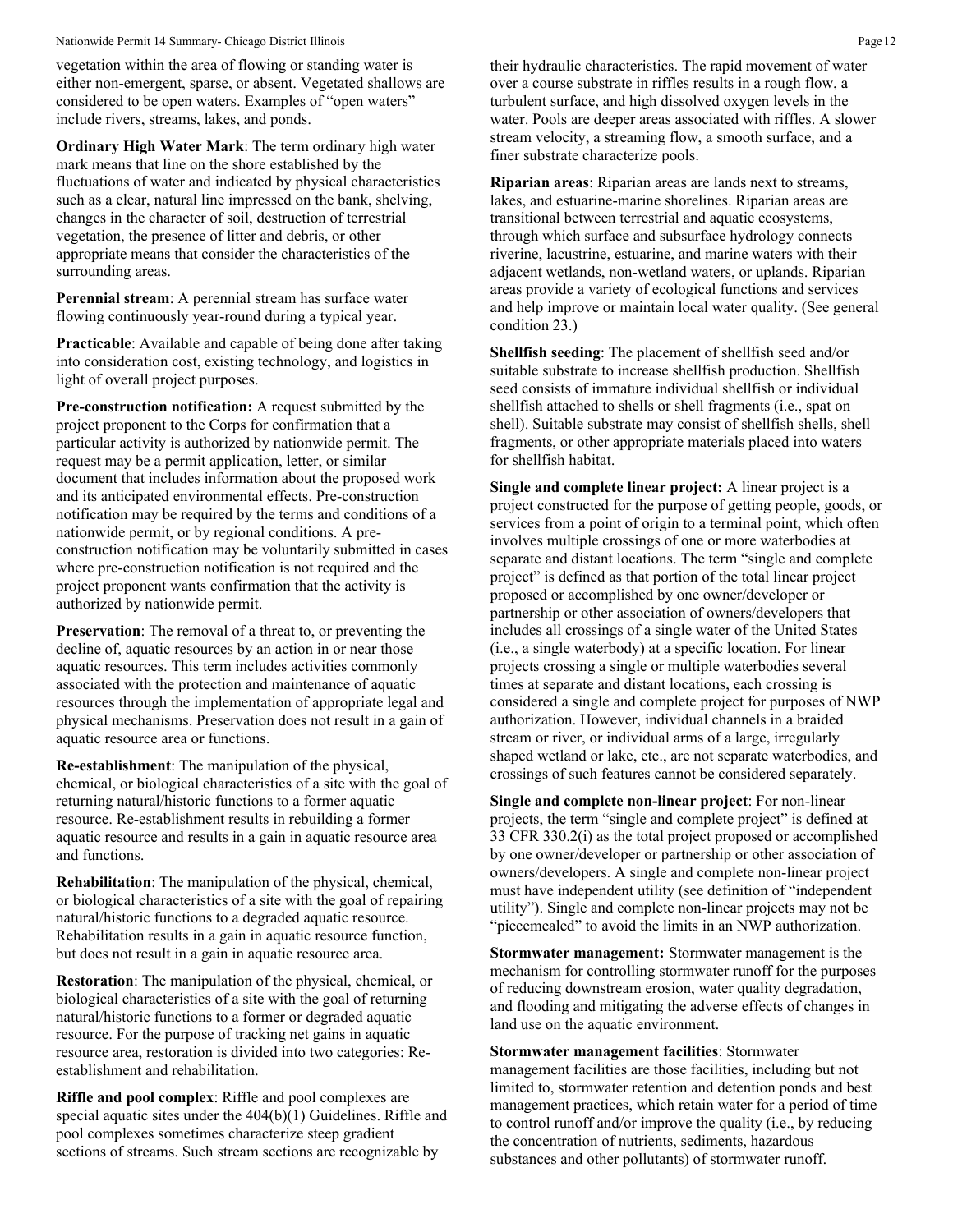vegetation within the area of flowing or standing water is either non-emergent, sparse, or absent. Vegetated shallows are considered to be open waters. Examples of "open waters" include rivers, streams, lakes, and ponds.

**Ordinary High Water Mark**: The term ordinary high water mark means that line on the shore established by the fluctuations of water and indicated by physical characteristics such as a clear, natural line impressed on the bank, shelving, changes in the character of soil, destruction of terrestrial vegetation, the presence of litter and debris, or other appropriate means that consider the characteristics of the surrounding areas.

**Perennial stream**: A perennial stream has surface water flowing continuously year-round during a typical year.

**Practicable**: Available and capable of being done after taking into consideration cost, existing technology, and logistics in light of overall project purposes.

**Pre-construction notification:** A request submitted by the project proponent to the Corps for confirmation that a particular activity is authorized by nationwide permit. The request may be a permit application, letter, or similar document that includes information about the proposed work and its anticipated environmental effects. Pre-construction notification may be required by the terms and conditions of a nationwide permit, or by regional conditions. A pre-construction notification may be voluntarily submitted in cases where pre-construction notification is not required and the project proponent wants confirmation that the activity is authorized by nationwide permit.

**Preservation**: The removal of a threat to, or preventing the decline of, aquatic resources by an action in or near those aquatic resources. This term includes activities commonly associated with the protection and maintenance of aquatic resources through the implementation of appropriate legal and physical mechanisms. Preservation does not result in a gain of aquatic resource area or functions.

**Re-establishment**: The manipulation of the physical, chemical, or biological characteristics of a site with the goal of returning natural/historic functions to a former aquatic resource. Re-establishment results in rebuilding a former aquatic resource and results in a gain in aquatic resource area and functions.

**Rehabilitation**: The manipulation of the physical, chemical, or biological characteristics of a site with the goal of repairing natural/historic functions to a degraded aquatic resource. Rehabilitation results in a gain in aquatic resource function, but does not result in a gain in aquatic resource area.

**Restoration**: The manipulation of the physical, chemical, or biological characteristics of a site with the goal of returning natural/historic functions to a former or degraded aquatic resource. For the purpose of tracking net gains in aquatic resource area, restoration is divided into two categories: Re-establishment and rehabilitation.

**Riffle and pool complex**: Riffle and pool complexes are special aquatic sites under the 404(b)(1) Guidelines. Riffle and pool complexes sometimes characterize steep gradient sections of streams. Such stream sections are recognizable by their hydraulic characteristics. The rapid movement of water over a course substrate in riffles results in a rough flow, a turbulent surface, and high dissolved oxygen levels in the water. Pools are deeper areas associated with riffles. A slower stream velocity, a streaming flow, a smooth surface, and a finer substrate characterize pools.

**Riparian areas**: Riparian areas are lands next to streams, lakes, and estuarine-marine shorelines. Riparian areas are transitional between terrestrial and aquatic ecosystems, through which surface and subsurface hydrology connects riverine, lacustrine, estuarine, and marine waters with their adjacent wetlands, non-wetland waters, or uplands. Riparian areas provide a variety of ecological functions and services and help improve or maintain local water quality. (See general condition 23.)

**Shellfish seeding**: The placement of shellfish seed and/or suitable substrate to increase shellfish production. Shellfish seed consists of immature individual shellfish or individual shellfish attached to shells or shell fragments (i.e., spat on shell). Suitable substrate may consist of shellfish shells, shell fragments, or other appropriate materials placed into waters for shellfish habitat.

**Single and complete linear project:** A linear project is a project constructed for the purpose of getting people, goods, or services from a point of origin to a terminal point, which often involves multiple crossings of one or more waterbodies at separate and distant locations. The term "single and complete project" is defined as that portion of the total linear project proposed or accomplished by one owner/developer or partnership or other association of owners/developers that includes all crossings of a single water of the United States (i.e., a single waterbody) at a specific location. For linear projects crossing a single or multiple waterbodies several times at separate and distant locations, each crossing is considered a single and complete project for purposes of NWP authorization. However, individual channels in a braided stream or river, or individual arms of a large, irregularly shaped wetland or lake, etc., are not separate waterbodies, and crossings of such features cannot be considered separately.

**Single and complete non-linear project**: For non-linear projects, the term "single and complete project" is defined at 33 CFR 330.2(i) as the total project proposed or accomplished by one owner/developer or partnership or other association of owners/developers. A single and complete non-linear project must have independent utility (see definition of "independent utility"). Single and complete non-linear projects may not be "piecemealed" to avoid the limits in an NWP authorization.

**Stormwater management:** Stormwater management is the mechanism for controlling stormwater runoff for the purposes of reducing downstream erosion, water quality degradation, and flooding and mitigating the adverse effects of changes in land use on the aquatic environment.

**Stormwater management facilities**: Stormwater management facilities are those facilities, including but not limited to, stormwater retention and detention ponds and best management practices, which retain water for a period of time to control runoff and/or improve the quality (i.e., by reducing the concentration of nutrients, sediments, hazardous substances and other pollutants) of stormwater runoff.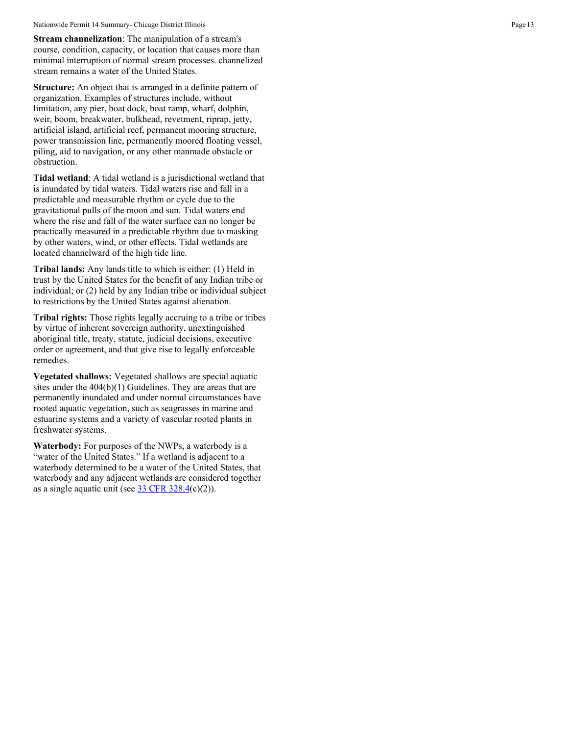**Stream channelization**: The manipulation of a stream's course, condition, capacity, or location that causes more than minimal interruption of normal stream processes. channelized stream remains a water of the United States.

**Structure:** An object that is arranged in a definite pattern of organization. Examples of structures include, without limitation, any pier, boat dock, boat ramp, wharf, dolphin, weir, boom, breakwater, bulkhead, revetment, riprap, jetty, artificial island, artificial reef, permanent mooring structure, power transmission line, permanently moored floating vessel, piling, aid to navigation, or any other manmade obstacle or obstruction.

**Tidal wetland**: A tidal wetland is a jurisdictional wetland that is inundated by tidal waters. Tidal waters rise and fall in a predictable and measurable rhythm or cycle due to the gravitational pulls of the moon and sun. Tidal waters end where the rise and fall of the water surface can no longer be practically measured in a predictable rhythm due to masking by other waters, wind, or other effects. Tidal wetlands are located channelward of the high tide line.

**Tribal lands:** Any lands title to which is either: (1) Held in trust by the United States for the benefit of any Indian tribe or individual; or (2) held by any Indian tribe or individual subject to restrictions by the United States against alienation.

**Tribal rights:** Those rights legally accruing to a tribe or tribes by virtue of inherent sovereign authority, unextinguished aboriginal title, treaty, statute, judicial decisions, executive order or agreement, and that give rise to legally enforceable remedies.

**Vegetated shallows:** Vegetated shallows are special aquatic sites under the 404(b)(1) Guidelines. They are areas that are permanently inundated and under normal circumstances have rooted aquatic vegetation, such as seagrasses in marine and estuarine systems and a variety of vascular rooted plants in freshwater systems.

**Waterbody:** For purposes of the NWPs, a waterbody is a "water of the United States." If a wetland is adjacent to a waterbody determined to be a water of the United States, that waterbody and any adjacent wetlands are considered together as a single aquatic unit (see 33 CFR 328.4(c)(2)).